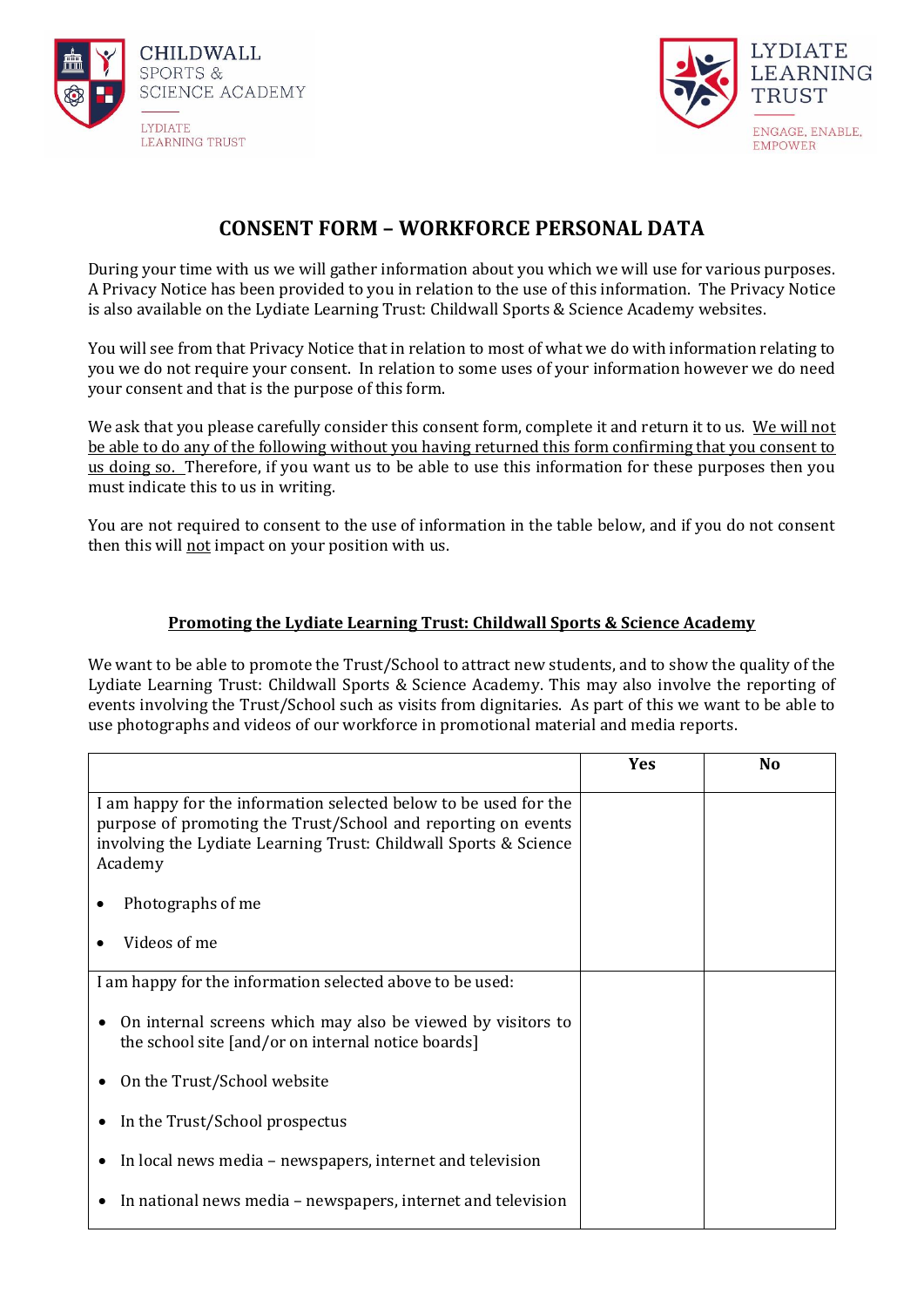CHILDWALL SPORTS & SCIENCE ACADEMY
LYDIATE LEARNING TRUST

LYDIATE LEARNING TRUST
ENGAGE, ENABLE, EMPOWER

# CONSENT FORM – WORKFORCE PERSONAL DATA

During your time with us we will gather information about you which we will use for various purposes. A Privacy Notice has been provided to you in relation to the use of this information. The Privacy Notice is also available on the Lydiate Learning Trust: Childwall Sports & Science Academy websites.

You will see from that Privacy Notice that in relation to most of what we do with information relating to you we do not require your consent. In relation to some uses of your information however we do need your consent and that is the purpose of this form.

We ask that you please carefully consider this consent form, complete it and return it to us. <u>We will not be able to do any of the following without you having returned this form confirming that you consent to us doing so.</u> Therefore, if you want us to be able to use this information for these purposes then you must indicate this to us in writing.

You are not required to consent to the use of information in the table below, and if you do not consent then this will <u>not</u> impact on your position with us.

## <u>Promoting the Lydiate Learning Trust: Childwall Sports & Science Academy</u>

We want to be able to promote the Trust/School to attract new students, and to show the quality of the Lydiate Learning Trust: Childwall Sports & Science Academy. This may also involve the reporting of events involving the Trust/School such as visits from dignitaries. As part of this we want to be able to use photographs and videos of our workforce in promotional material and media reports.

| | **Yes** | **No** |
|---|---|---|
| I am happy for the information selected below to be used for the purpose of promoting the Trust/School and reporting on events involving the Lydiate Learning Trust: Childwall Sports & Science Academy<br>• Photographs of me<br>• Videos of me | | |
| I am happy for the information selected above to be used:<br>• On internal screens which may also be viewed by visitors to the school site [and/or on internal notice boards]<br>• On the Trust/School website<br>• In the Trust/School prospectus<br>• In local news media – newspapers, internet and television<br>• In national news media – newspapers, internet and television | | |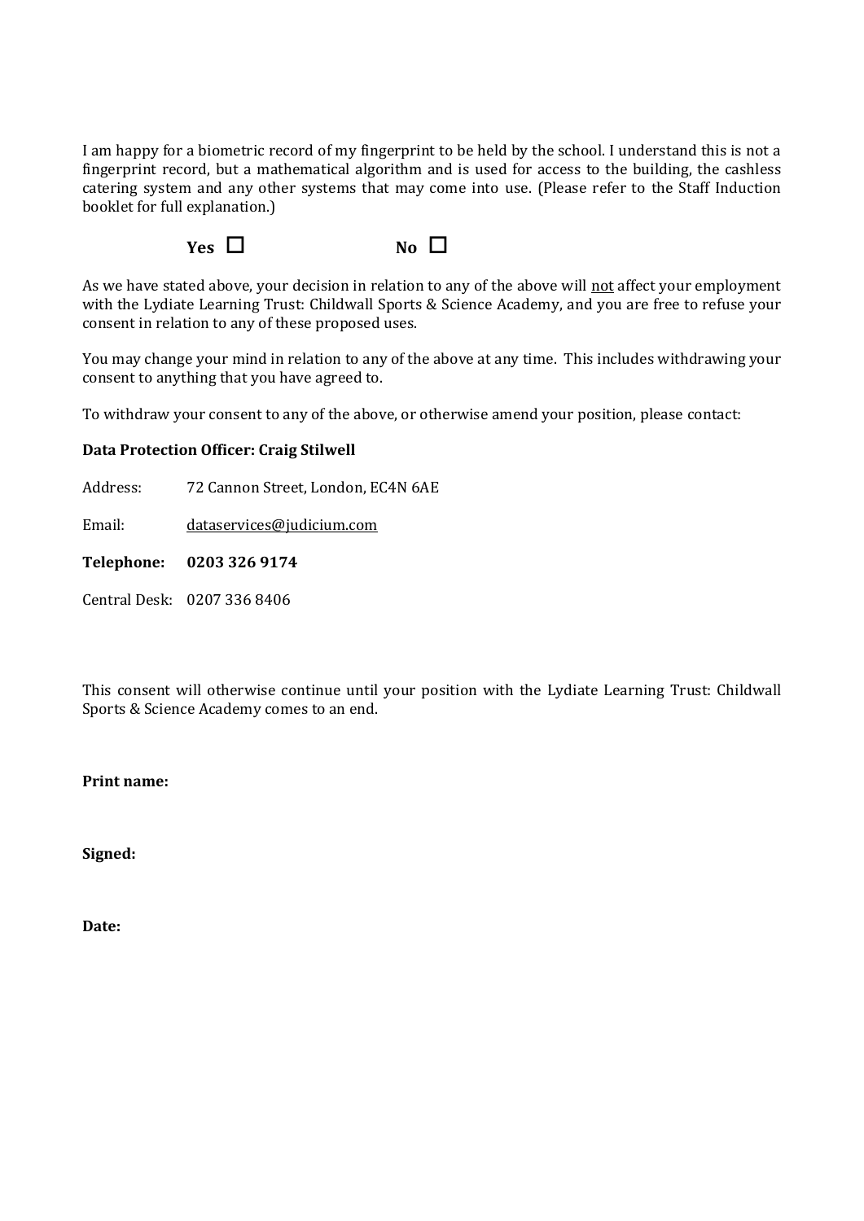I am happy for a biometric record of my fingerprint to be held by the school. I understand this is not a fingerprint record, but a mathematical algorithm and is used for access to the building, the cashless catering system and any other systems that may come into use. (Please refer to the Staff Induction booklet for full explanation.)

**Yes** ☐ **No** ☐

As we have stated above, your decision in relation to any of the above will not affect your employment with the Lydiate Learning Trust: Childwall Sports & Science Academy, and you are free to refuse your consent in relation to any of these proposed uses.

You may change your mind in relation to any of the above at any time. This includes withdrawing your consent to anything that you have agreed to.

To withdraw your consent to any of the above, or otherwise amend your position, please contact:

**Data Protection Officer: Craig Stilwell**

Address: 72 Cannon Street, London, EC4N 6AE

Email: dataservices@judicium.com

**Telephone: 0203 326 9174**

Central Desk: 0207 336 8406

This consent will otherwise continue until your position with the Lydiate Learning Trust: Childwall Sports & Science Academy comes to an end.

**Print name:**

**Signed:**

**Date:**